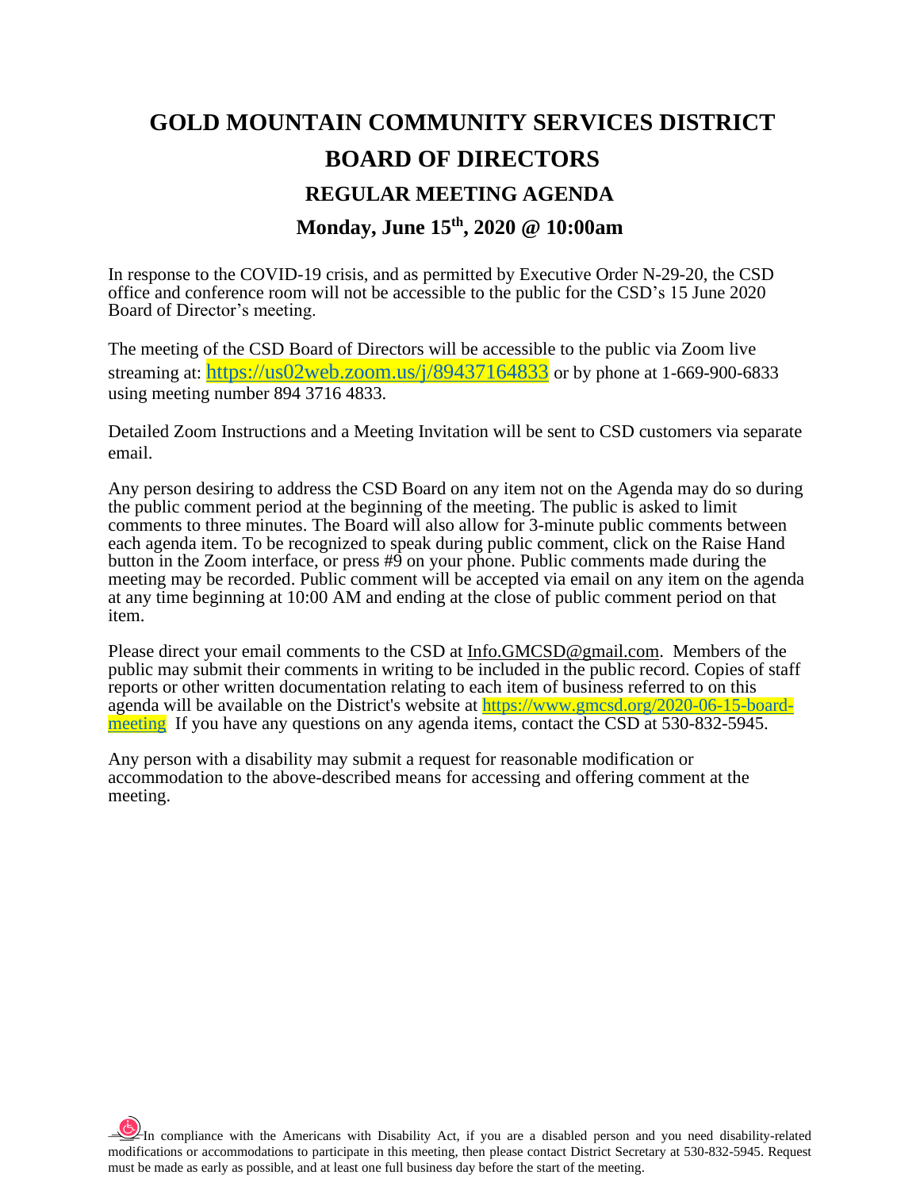# GOLD MOUNTAIN COMMUNITY SERVICES DISTRICT

# BOARD OF DIRECTORS

## REGULAR MEETING AGENDA

### Monday, June 15th, 2020 @ 10:00am

In response to the COVID-19 crisis, and as permitted by Executive Order N-29-20, the CSD office and conference room will not be accessible to the public for the CSD's 15 June 2020 Board of Director's meeting.

The meeting of the CSD Board of Directors will be accessible to the public via Zoom live streaming at: https://us02web.zoom.us/j/89437164833 or by phone at 1-669-900-6833 using meeting number 894 3716 4833.

Detailed Zoom Instructions and a Meeting Invitation will be sent to CSD customers via separate email.

Any person desiring to address the CSD Board on any item not on the Agenda may do so during the public comment period at the beginning of the meeting. The public is asked to limit comments to three minutes. The Board will also allow for 3-minute public comments between each agenda item. To be recognized to speak during public comment, click on the Raise Hand button in the Zoom interface, or press #9 on your phone. Public comments made during the meeting may be recorded. Public comment will be accepted via email on any item on the agenda at any time beginning at 10:00 AM and ending at the close of public comment period on that item.

Please direct your email comments to the CSD at Info.GMCSD@gmail.com. Members of the public may submit their comments in writing to be included in the public record. Copies of staff reports or other written documentation relating to each item of business referred to on this agenda will be available on the District's website at https://www.gmcsd.org/2020-06-15-board-meeting If you have any questions on any agenda items, contact the CSD at 530-832-5945.

Any person with a disability may submit a request for reasonable modification or accommodation to the above-described means for accessing and offering comment at the meeting.

In compliance with the Americans with Disability Act, if you are a disabled person and you need disability-related modifications or accommodations to participate in this meeting, then please contact District Secretary at 530-832-5945. Request must be made as early as possible, and at least one full business day before the start of the meeting.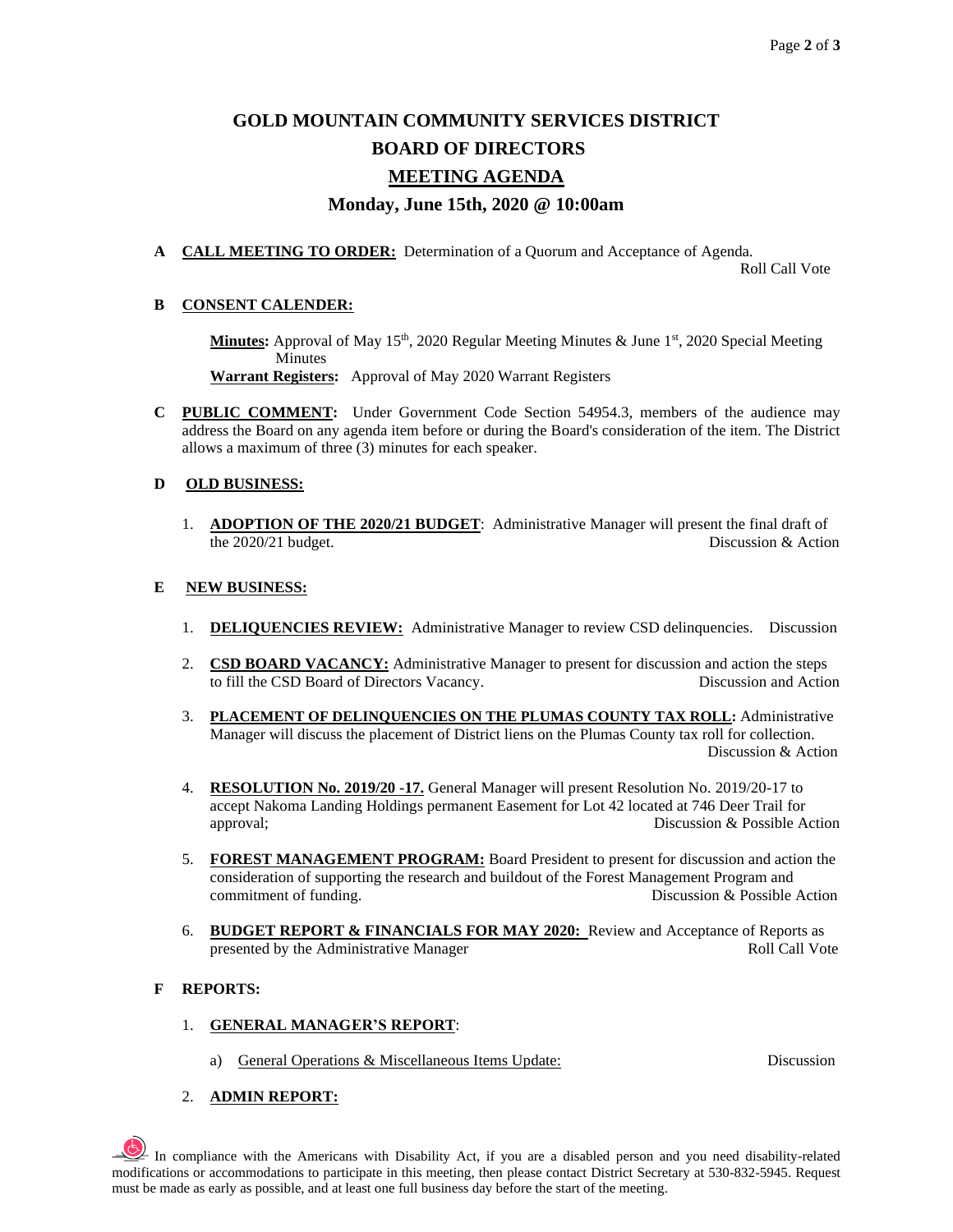# GOLD MOUNTAIN COMMUNITY SERVICES DISTRICT
## BOARD OF DIRECTORS
## MEETING AGENDA
### Monday, June 15th, 2020 @ 10:00am

**A** **CALL MEETING TO ORDER:** Determination of a Quorum and Acceptance of Agenda.
Roll Call Vote

**B** **CONSENT CALENDER:**

**Minutes:** Approval of May 15th, 2020 Regular Meeting Minutes & June 1st, 2020 Special Meeting Minutes
**Warrant Registers:** Approval of May 2020 Warrant Registers

**C** **PUBLIC COMMENT:** Under Government Code Section 54954.3, members of the audience may address the Board on any agenda item before or during the Board's consideration of the item. The District allows a maximum of three (3) minutes for each speaker.

**D** **OLD BUSINESS:**

1. **ADOPTION OF THE 2020/21 BUDGET**: Administrative Manager will present the final draft of the 2020/21 budget. Discussion & Action

**E** **NEW BUSINESS:**

1. **DELIQUENCIES REVIEW:** Administrative Manager to review CSD delinquencies. Discussion
2. **CSD BOARD VACANCY:** Administrative Manager to present for discussion and action the steps to fill the CSD Board of Directors Vacancy. Discussion and Action
3. **PLACEMENT OF DELINQUENCIES ON THE PLUMAS COUNTY TAX ROLL:** Administrative Manager will discuss the placement of District liens on the Plumas County tax roll for collection. Discussion & Action
4. **RESOLUTION No. 2019/20 -17.** General Manager will present Resolution No. 2019/20-17 to accept Nakoma Landing Holdings permanent Easement for Lot 42 located at 746 Deer Trail for approval; Discussion & Possible Action
5. **FOREST MANAGEMENT PROGRAM:** Board President to present for discussion and action the consideration of supporting the research and buildout of the Forest Management Program and commitment of funding. Discussion & Possible Action
6. **BUDGET REPORT & FINANCIALS FOR MAY 2020:** Review and Acceptance of Reports as presented by the Administrative Manager Roll Call Vote

**F** **REPORTS:**

1. **GENERAL MANAGER'S REPORT**:
   a) General Operations & Miscellaneous Items Update: Discussion
2. **ADMIN REPORT:**

In compliance with the Americans with Disability Act, if you are a disabled person and you need disability-related modifications or accommodations to participate in this meeting, then please contact District Secretary at 530-832-5945. Request must be made as early as possible, and at least one full business day before the start of the meeting.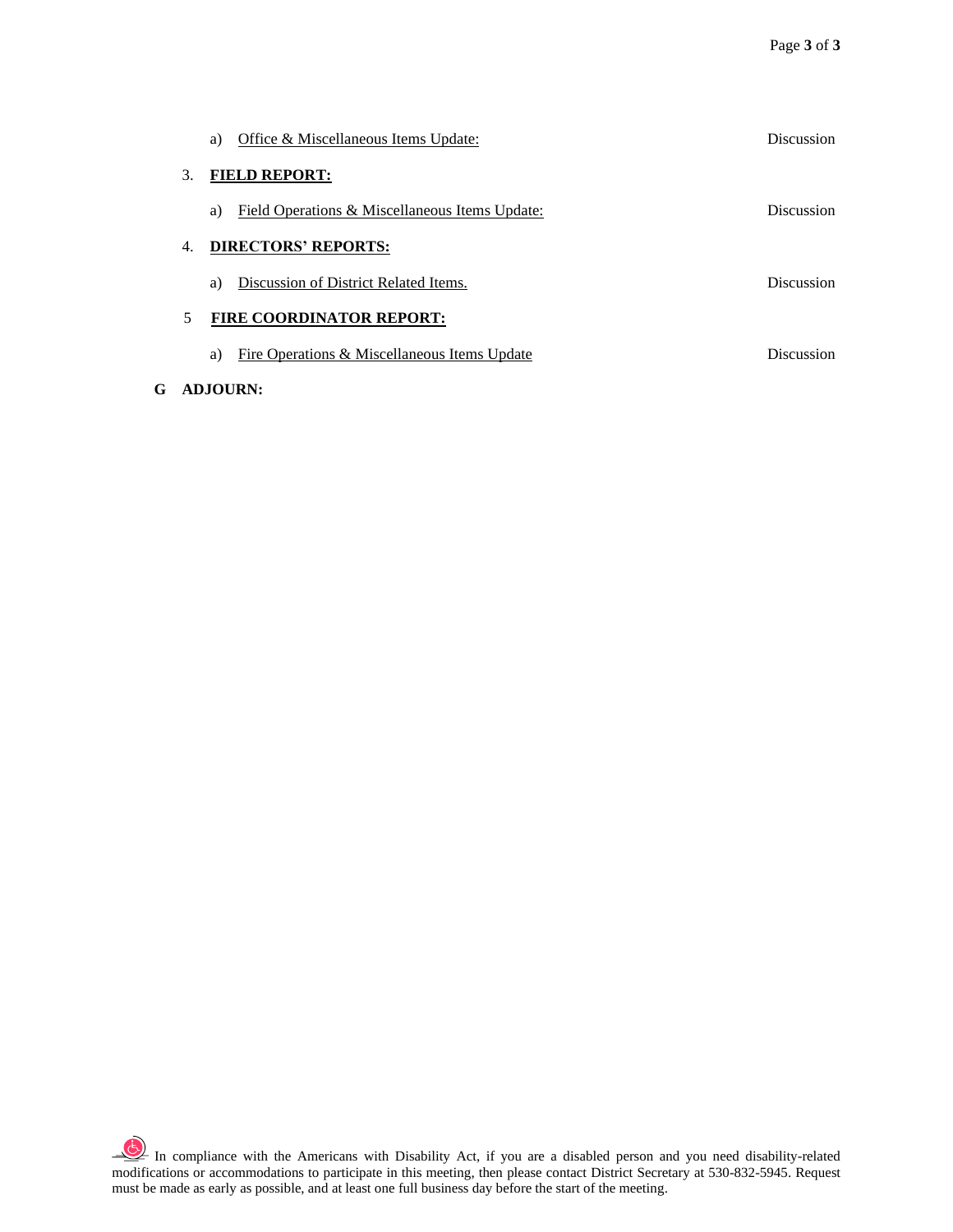a) Office & Miscellaneous Items Update: Discussion

3. **FIELD REPORT:**

   a) Field Operations & Miscellaneous Items Update: Discussion

4. **DIRECTORS' REPORTS:**

   a) Discussion of District Related Items. Discussion

5 **FIRE COORDINATOR REPORT:**

   a) Fire Operations & Miscellaneous Items Update Discussion

**G ADJOURN:**

In compliance with the Americans with Disability Act, if you are a disabled person and you need disability-related modifications or accommodations to participate in this meeting, then please contact District Secretary at 530-832-5945. Request must be made as early as possible, and at least one full business day before the start of the meeting.